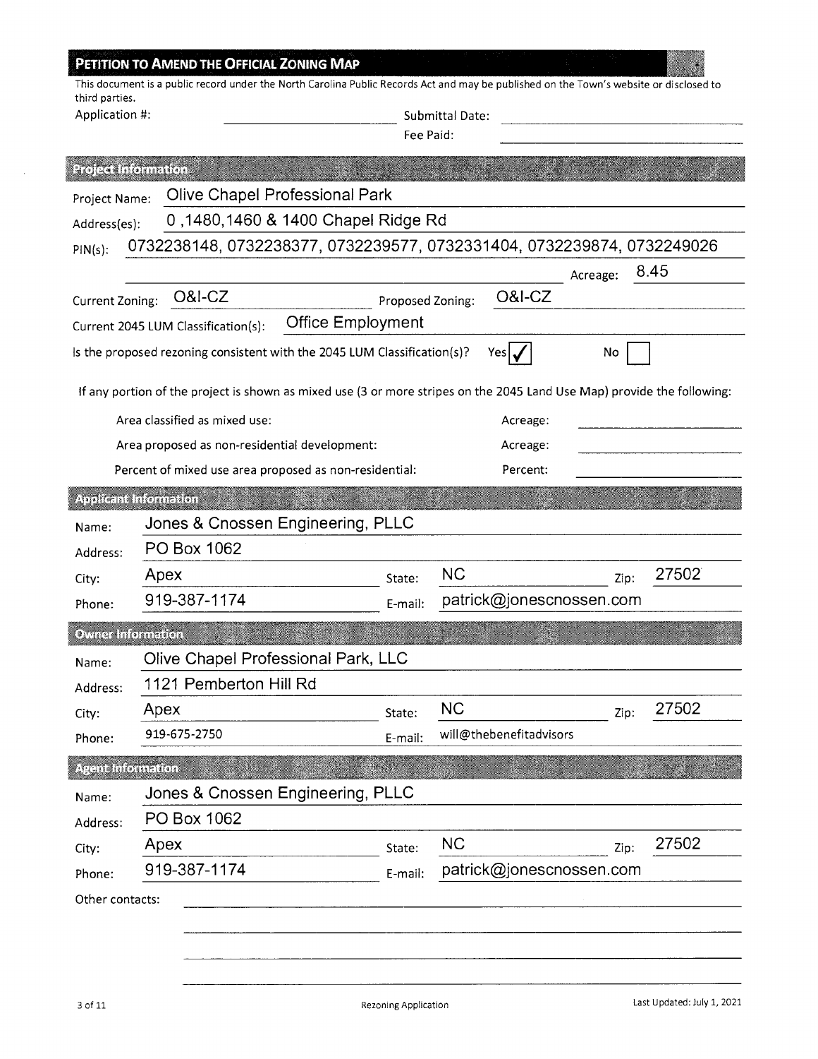## PETITION TO AMEND THE OFFICIAL ZONING MAP

This document is a public record under the North Carolina Public Records Act and may be published on the Town's website or disclosed to third parties.

Application #: ____________ Submittal Date: ____________

Fee Paid: ____________

### Project Information

Project Name: Olive Chapel Professional Park

Address(es): 0 ,1480,1460 & 1400 Chapel Ridge Rd

PIN(s): 0732238148, 0732238377, 0732239577, 0732331404, 0732239874, 0732249026

Acreage: 8.45

Current Zoning: O&I-CZ Proposed Zoning: O&I-CZ

Current 2045 LUM Classification(s): Office Employment

Is the proposed rezoning consistent with the 2045 LUM Classification(s)? Yes ☑ No ☐

If any portion of the project is shown as mixed use (3 or more stripes on the 2045 Land Use Map) provide the following:

- Area classified as mixed use: Acreage: ____________
- Area proposed as non-residential development: Acreage: ____________
- Percent of mixed use area proposed as non-residential: Percent: ____________

### Applicant Information

Name: Jones & Cnossen Engineering, PLLC

Address: PO Box 1062

City: Apex State: NC Zip: 27502

Phone: 919-387-1174 E-mail: patrick@jonescnossen.com

### Owner Information

Name: Olive Chapel Professional Park, LLC

Address: 1121 Pemberton Hill Rd

City: Apex State: NC Zip: 27502

Phone: 919-675-2750 E-mail: will@thebenefitadvisors

### Agent Information

Name: Jones & Cnossen Engineering, PLLC

Address: PO Box 1062

City: Apex State: NC Zip: 27502

Phone: 919-387-1174 E-mail: patrick@jonescnossen.com

Other contacts: ____________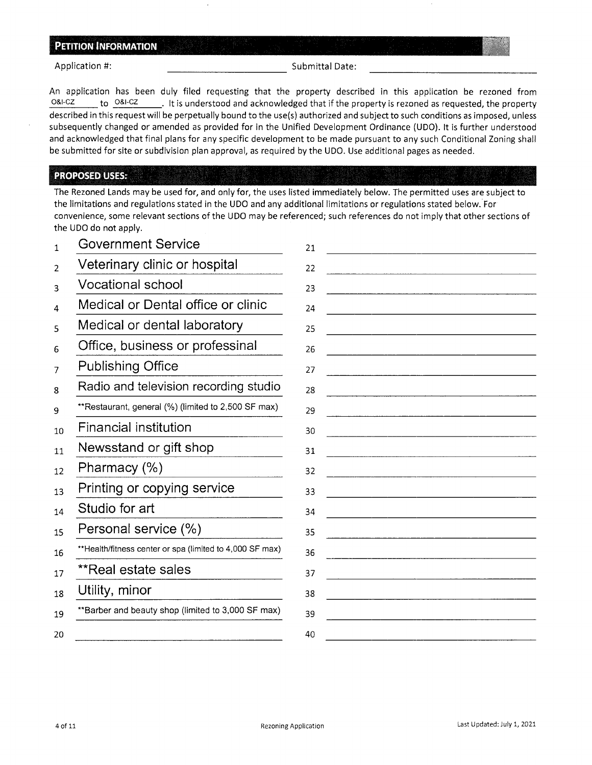## PETITION INFORMATION

Application #: ____________________ Submittal Date: ____________________

An application has been duly filed requesting that the property described in this application be rezoned from O&I-CZ to O&I-CZ. It is understood and acknowledged that if the property is rezoned as requested, the property described in this request will be perpetually bound to the use(s) authorized and subject to such conditions as imposed, unless subsequently changed or amended as provided for in the Unified Development Ordinance (UDO). It is further understood and acknowledged that final plans for any specific development to be made pursuant to any such Conditional Zoning shall be submitted for site or subdivision plan approval, as required by the UDO. Use additional pages as needed.

## PROPOSED USES:

The Rezoned Lands may be used for, and only for, the uses listed immediately below. The permitted uses are subject to the limitations and regulations stated in the UDO and any additional limitations or regulations stated below. For convenience, some relevant sections of the UDO may be referenced; such references do not imply that other sections of the UDO do not apply.

| # | Use | # | Use |
|---|---|---|---|
| 1 | Government Service | 21 | |
| 2 | Veterinary clinic or hospital | 22 | |
| 3 | Vocational school | 23 | |
| 4 | Medical or Dental office or clinic | 24 | |
| 5 | Medical or dental laboratory | 25 | |
| 6 | Office, business or professinal | 26 | |
| 7 | Publishing Office | 27 | |
| 8 | Radio and television recording studio | 28 | |
| 9 | **Restaurant, general (%) (limited to 2,500 SF max) | 29 | |
| 10 | Financial institution | 30 | |
| 11 | Newsstand or gift shop | 31 | |
| 12 | Pharmacy (%) | 32 | |
| 13 | Printing or copying service | 33 | |
| 14 | Studio for art | 34 | |
| 15 | Personal service (%) | 35 | |
| 16 | **Health/fitness center or spa (limited to 4,000 SF max) | 36 | |
| 17 | **Real estate sales | 37 | |
| 18 | Utility, minor | 38 | |
| 19 | **Barber and beauty shop (limited to 3,000 SF max) | 39 | |
| 20 | | 40 | |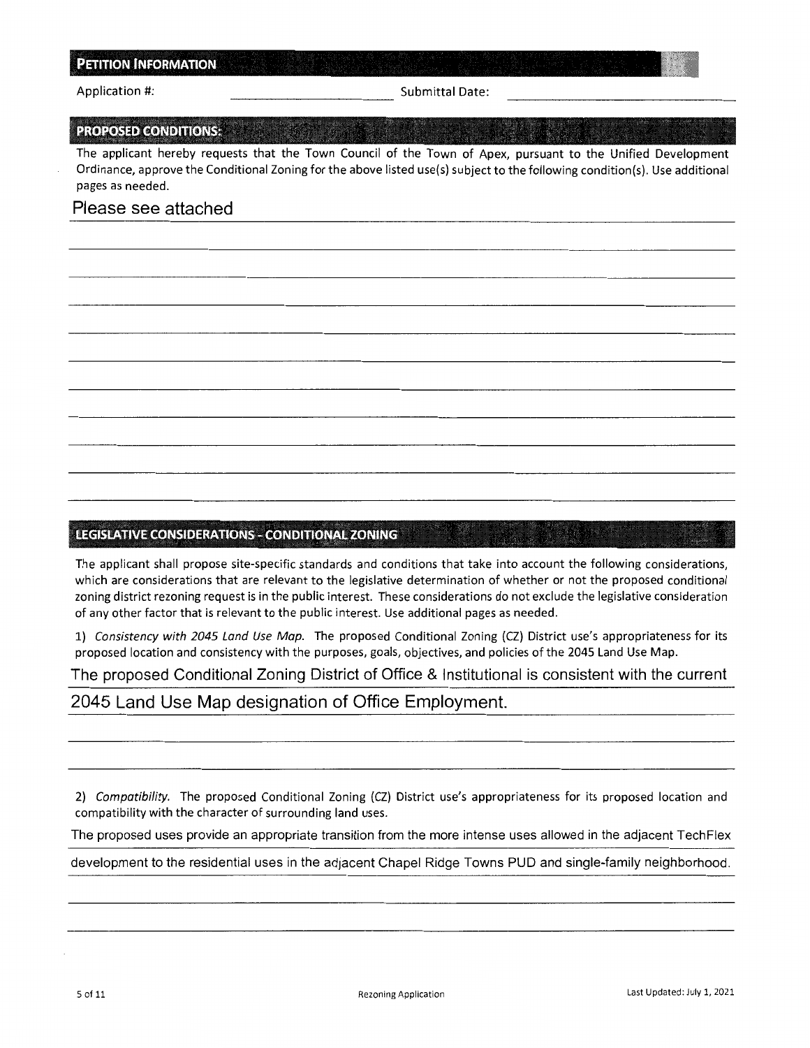## PETITION INFORMATION

Application #: ______________________ Submittal Date: ______________________

## PROPOSED CONDITIONS:

The applicant hereby requests that the Town Council of the Town of Apex, pursuant to the Unified Development Ordinance, approve the Conditional Zoning for the above listed use(s) subject to the following condition(s). Use additional pages as needed.

Please see attached

## LEGISLATIVE CONSIDERATIONS - CONDITIONAL ZONING

The applicant shall propose site-specific standards and conditions that take into account the following considerations, which are considerations that are relevant to the legislative determination of whether or not the proposed conditional zoning district rezoning request is in the public interest. These considerations do not exclude the legislative consideration of any other factor that is relevant to the public interest. Use additional pages as needed.

1) *Consistency with 2045 Land Use Map.* The proposed Conditional Zoning (CZ) District use's appropriateness for its proposed location and consistency with the purposes, goals, objectives, and policies of the 2045 Land Use Map.

The proposed Conditional Zoning District of Office & Institutional is consistent with the current 2045 Land Use Map designation of Office Employment.

2) *Compatibility.* The proposed Conditional Zoning (CZ) District use's appropriateness for its proposed location and compatibility with the character of surrounding land uses.

The proposed uses provide an appropriate transition from the more intense uses allowed in the adjacent TechFlex development to the residential uses in the adjacent Chapel Ridge Towns PUD and single-family neighborhood.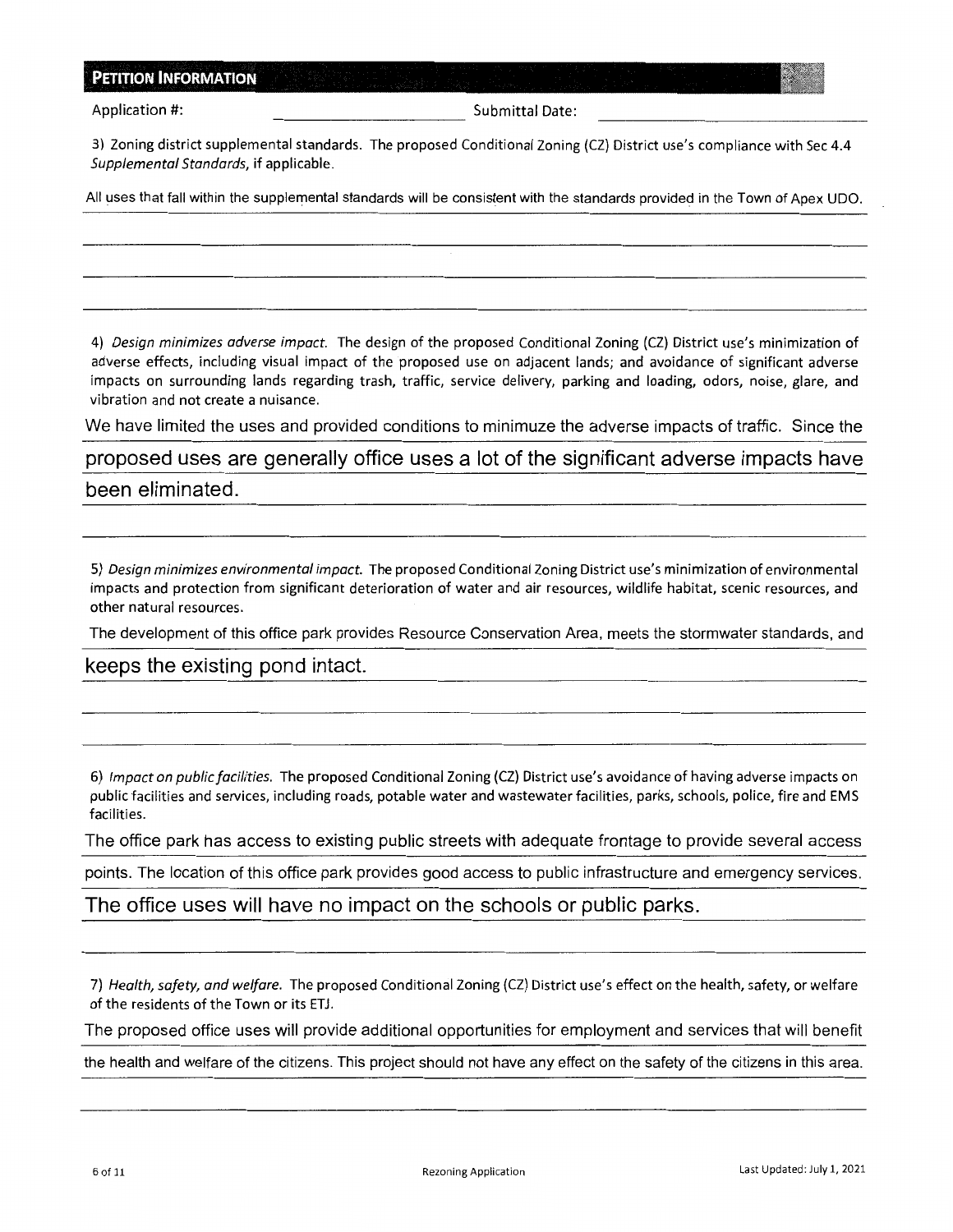## PETITION INFORMATION

Application #: \_\_\_\_\_\_\_\_\_\_\_\_\_\_\_\_\_\_\_\_ Submittal Date: \_\_\_\_\_\_\_\_\_\_\_\_\_\_\_\_\_\_\_\_

3) Zoning district supplemental standards. The proposed Conditional Zoning (CZ) District use's compliance with Sec 4.4 *Supplemental Standards*, if applicable.

All uses that fall within the supplemental standards will be consistent with the standards provided in the Town of Apex UDO.

4) *Design minimizes adverse impact.* The design of the proposed Conditional Zoning (CZ) District use's minimization of adverse effects, including visual impact of the proposed use on adjacent lands; and avoidance of significant adverse impacts on surrounding lands regarding trash, traffic, service delivery, parking and loading, odors, noise, glare, and vibration and not create a nuisance.

We have limited the uses and provided conditions to minimuze the adverse impacts of traffic. Since the proposed uses are generally office uses a lot of the significant adverse impacts have been eliminated.

5) *Design minimizes environmental impact.* The proposed Conditional Zoning District use's minimization of environmental impacts and protection from significant deterioration of water and air resources, wildlife habitat, scenic resources, and other natural resources.

The development of this office park provides Resource Conservation Area, meets the stormwater standards, and keeps the existing pond intact.

6) *Impact on public facilities.* The proposed Conditional Zoning (CZ) District use's avoidance of having adverse impacts on public facilities and services, including roads, potable water and wastewater facilities, parks, schools, police, fire and EMS facilities.

The office park has access to existing public streets with adequate frontage to provide several access points. The location of this office park provides good access to public infrastructure and emergency services. The office uses will have no impact on the schools or public parks.

7) *Health, safety, and welfare.* The proposed Conditional Zoning (CZ) District use's effect on the health, safety, or welfare of the residents of the Town or its ETJ.

The proposed office uses will provide additional opportunities for employment and services that will benefit the health and welfare of the citizens. This project should not have any effect on the safety of the citizens in this area.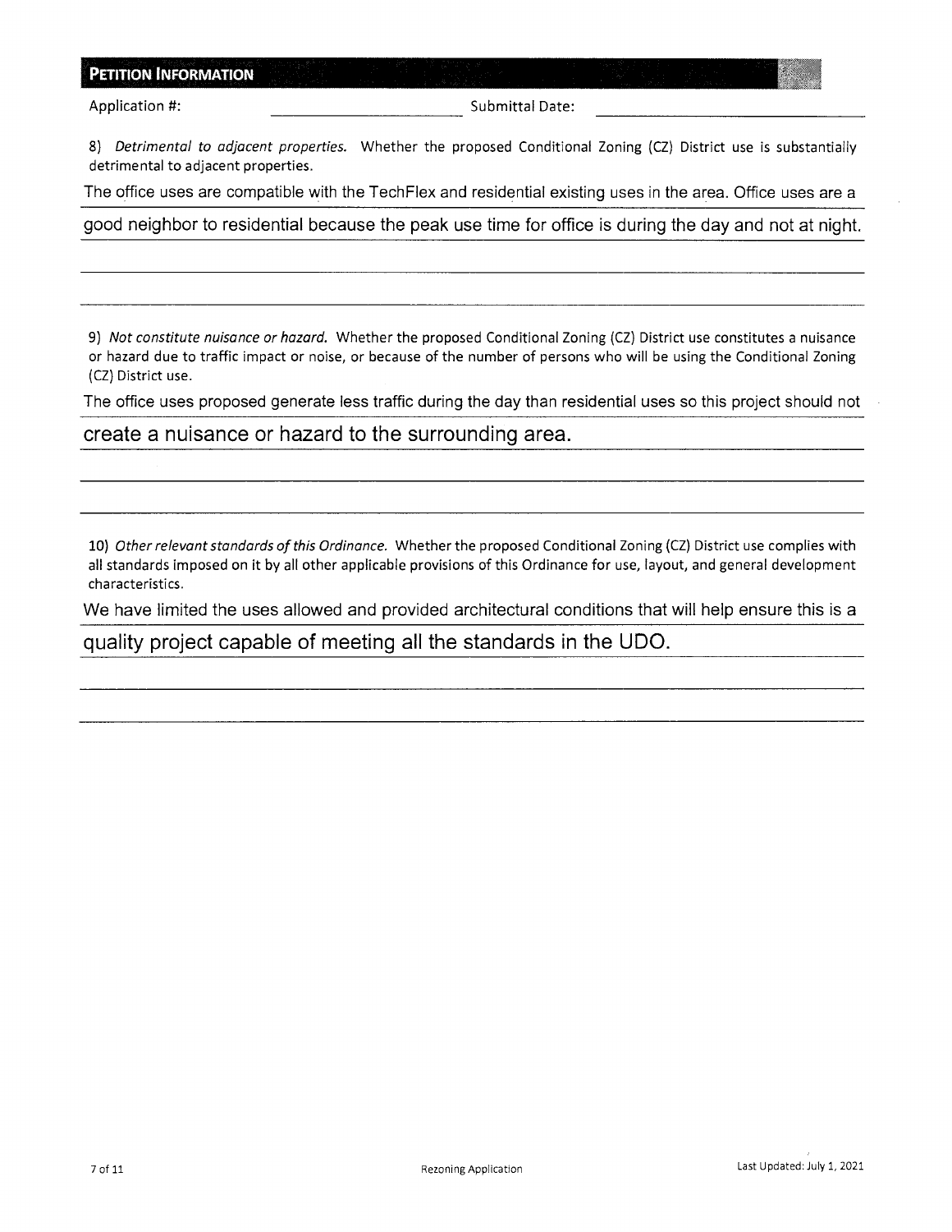## PETITION INFORMATION

Application #: ______________________ Submittal Date: ______________________

8) *Detrimental to adjacent properties.* Whether the proposed Conditional Zoning (CZ) District use is substantially detrimental to adjacent properties.

The office uses are compatible with the TechFlex and residential existing uses in the area. Office uses are a good neighbor to residential because the peak use time for office is during the day and not at night.

9) *Not constitute nuisance or hazard.* Whether the proposed Conditional Zoning (CZ) District use constitutes a nuisance or hazard due to traffic impact or noise, or because of the number of persons who will be using the Conditional Zoning (CZ) District use.

The office uses proposed generate less traffic during the day than residential uses so this project should not create a nuisance or hazard to the surrounding area.

10) *Other relevant standards of this Ordinance.* Whether the proposed Conditional Zoning (CZ) District use complies with all standards imposed on it by all other applicable provisions of this Ordinance for use, layout, and general development characteristics.

We have limited the uses allowed and provided architectural conditions that will help ensure this is a quality project capable of meeting all the standards in the UDO.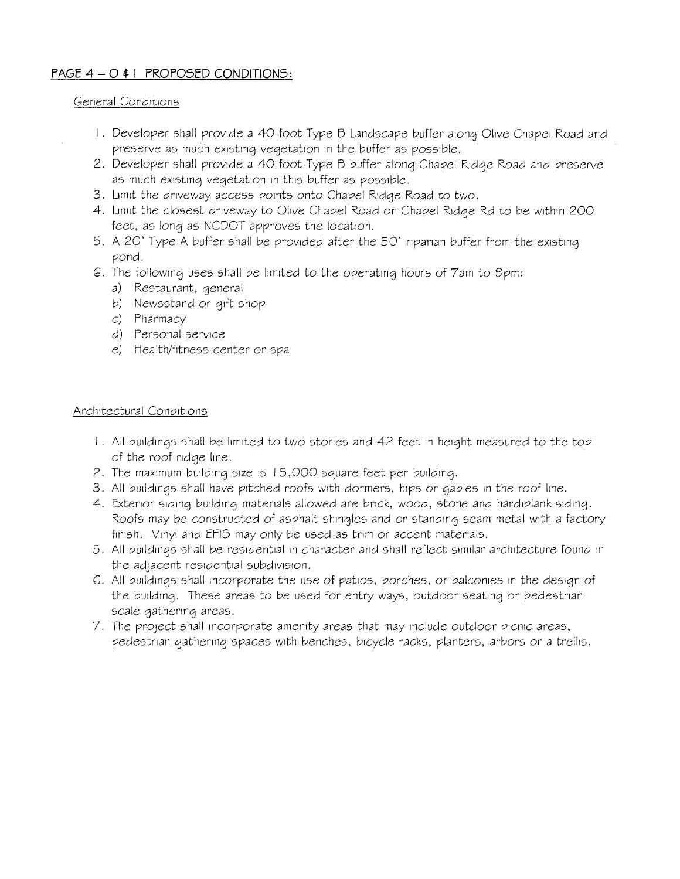## PAGE 4 – O & I PROPOSED CONDITIONS:

### General Conditions

1. Developer shall provide a 40 foot Type B Landscape buffer along Olive Chapel Road and preserve as much existing vegetation in the buffer as possible.
2. Developer shall provide a 40 foot Type B buffer along Chapel Ridge Road and preserve as much existing vegetation in this buffer as possible.
3. Limit the driveway access points onto Chapel Ridge Road to two.
4. Limit the closest driveway to Olive Chapel Road on Chapel Ridge Rd to be within 200 feet, as long as NCDOT approves the location.
5. A 20' Type A buffer shall be provided after the 50' riparian buffer from the existing pond.
6. The following uses shall be limited to the operating hours of 7am to 9pm:
   a) Restaurant, general
   b) Newsstand or gift shop
   c) Pharmacy
   d) Personal service
   e) Health/fitness center or spa

### Architectural Conditions

1. All buildings shall be limited to two stories and 42 feet in height measured to the top of the roof ridge line.
2. The maximum building size is 15,000 square feet per building.
3. All buildings shall have pitched roofs with dormers, hips or gables in the roof line.
4. Exterior siding building materials allowed are brick, wood, stone and hardiplank siding. Roofs may be constructed of asphalt shingles and or standing seam metal with a factory finish. Vinyl and EFIS may only be used as trim or accent materials.
5. All buildings shall be residential in character and shall reflect similar architecture found in the adjacent residential subdivision.
6. All buildings shall incorporate the use of patios, porches, or balconies in the design of the building. These areas to be used for entry ways, outdoor seating or pedestrian scale gathering areas.
7. The project shall incorporate amenity areas that may include outdoor picnic areas, pedestrian gathering spaces with benches, bicycle racks, planters, arbors or a trellis.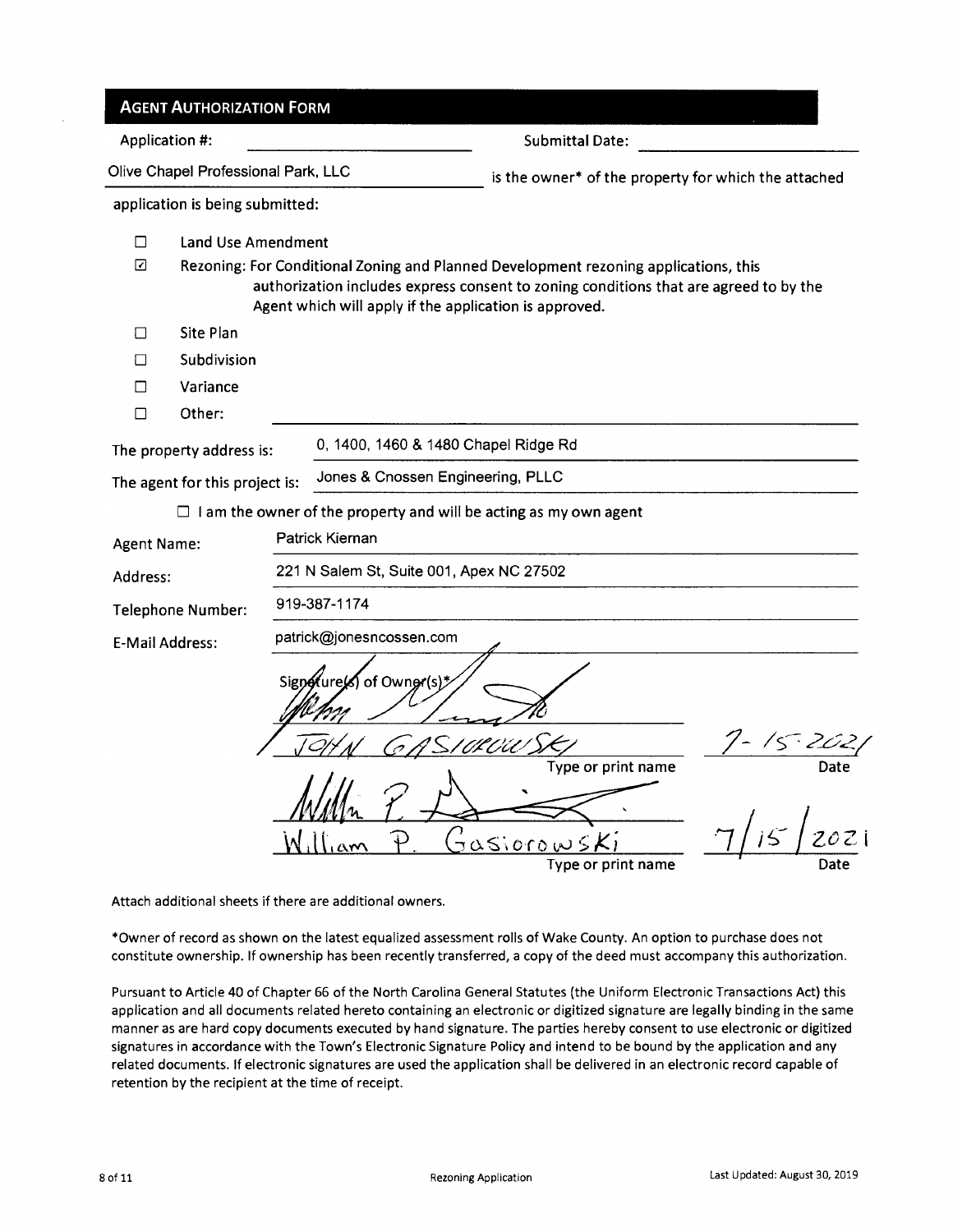## AGENT AUTHORIZATION FORM

Application #: ____________________ Submittal Date: ____________________

Olive Chapel Professional Park, LLC is the owner* of the property for which the attached application is being submitted:

- ☐ Land Use Amendment
- ☑ Rezoning: For Conditional Zoning and Planned Development rezoning applications, this authorization includes express consent to zoning conditions that are agreed to by the Agent which will apply if the application is approved.
- ☐ Site Plan
- ☐ Subdivision
- ☐ Variance
- ☐ Other: ____________________

The property address is: 0, 1400, 1460 & 1480 Chapel Ridge Rd

The agent for this project is: Jones & Cnossen Engineering, PLLC

☐ I am the owner of the property and will be acting as my own agent

Agent Name: Patrick Kiernan

Address: 221 N Salem St, Suite 001, Apex NC 27502

Telephone Number: 919-387-1174

E-Mail Address: patrick@jonesncossen.com

Signature(s) of Owner(s)*

[Signature]

JOHN GASIOROWSKI — Type or print name — 7-15-2021 — Date

[Signature]

William P. Gasiorowski — Type or print name — 7/15/2021 — Date

Attach additional sheets if there are additional owners.

*Owner of record as shown on the latest equalized assessment rolls of Wake County. An option to purchase does not constitute ownership. If ownership has been recently transferred, a copy of the deed must accompany this authorization.

Pursuant to Article 40 of Chapter 66 of the North Carolina General Statutes (the Uniform Electronic Transactions Act) this application and all documents related hereto containing an electronic or digitized signature are legally binding in the same manner as are hard copy documents executed by hand signature. The parties hereby consent to use electronic or digitized signatures in accordance with the Town's Electronic Signature Policy and intend to be bound by the application and any related documents. If electronic signatures are used the application shall be delivered in an electronic record capable of retention by the recipient at the time of receipt.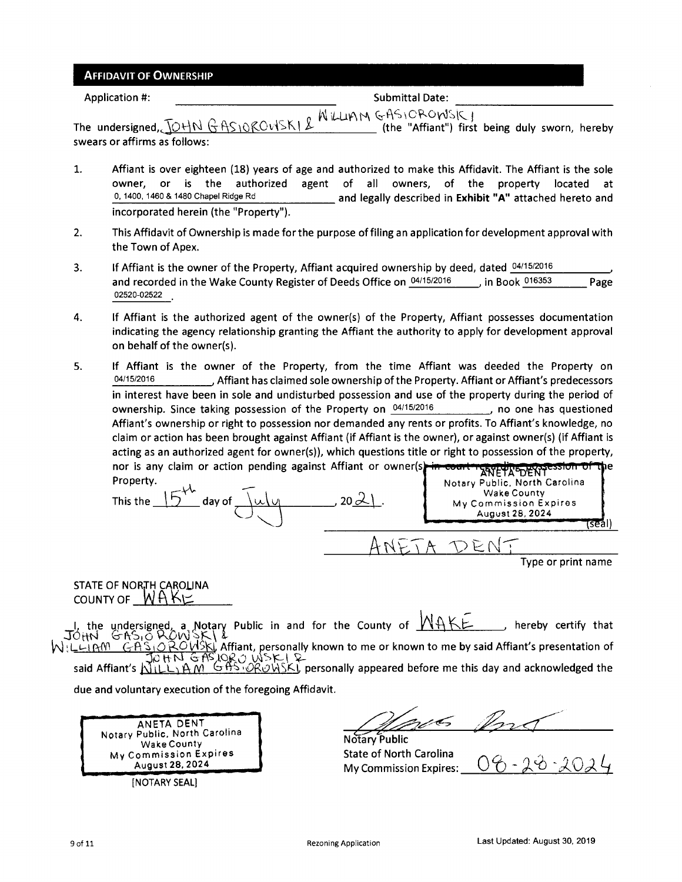## AFFIDAVIT OF OWNERSHIP

Application #: ______________________ Submittal Date: ______________________

The undersigned, JOHN GASIOROWSKI & WILLIAM GASIOROWSKI (the "Affiant") first being duly sworn, hereby swears or affirms as follows:

1. Affiant is over eighteen (18) years of age and authorized to make this Affidavit. The Affiant is the sole owner, or is the authorized agent of all owners, of the property located at 0, 1400, 1460 & 1480 Chapel Ridge Rd and legally described in **Exhibit "A"** attached hereto and incorporated herein (the "Property").

2. This Affidavit of Ownership is made for the purpose of filing an application for development approval with the Town of Apex.

3. If Affiant is the owner of the Property, Affiant acquired ownership by deed, dated 04/15/2016, and recorded in the Wake County Register of Deeds Office on 04/15/2016, in Book 016353 Page 02520-02522.

4. If Affiant is the authorized agent of the owner(s) of the Property, Affiant possesses documentation indicating the agency relationship granting the Affiant the authority to apply for development approval on behalf of the owner(s).

5. If Affiant is the owner of the Property, from the time Affiant was deeded the Property on 04/15/2016, Affiant has claimed sole ownership of the Property. Affiant or Affiant's predecessors in interest have been in sole and undisturbed possession and use of the property during the period of ownership. Since taking possession of the Property on 04/15/2016, no one has questioned Affiant's ownership or right to possession nor demanded any rents or profits. To Affiant's knowledge, no claim or action has been brought against Affiant (if Affiant is the owner), or against owner(s) (if Affiant is acting as an authorized agent for owner(s)), which questions title or right to possession of the property, nor is any claim or action pending against Affiant or owner(s) in court regarding possession of the Property.

This the 15th day of July, 2021.

ANETA DENT
Notary Public, North Carolina
Wake County
My Commission Expires
August 28, 2024
(seal)

ANETA DENT
Type or print name

STATE OF NORTH CAROLINA
COUNTY OF WAKE

I, the undersigned, a Notary Public in and for the County of WAKE, hereby certify that JOHN GASIOROWSKI & WILLIAM GASIOROWSKI, Affiant, personally known to me or known to me by said Affiant's presentation of said Affiant's JOHN GASIOROWSKI & WILLIAM GASIOROWSKI, personally appeared before me this day and acknowledged the due and voluntary execution of the foregoing Affidavit.

ANETA DENT
Notary Public, North Carolina
Wake County
My Commission Expires
August 28, 2024
[NOTARY SEAL]

Notary Public
State of North Carolina
My Commission Expires: 08-28-2024

Rezoning Application

Last Updated: August 30, 2019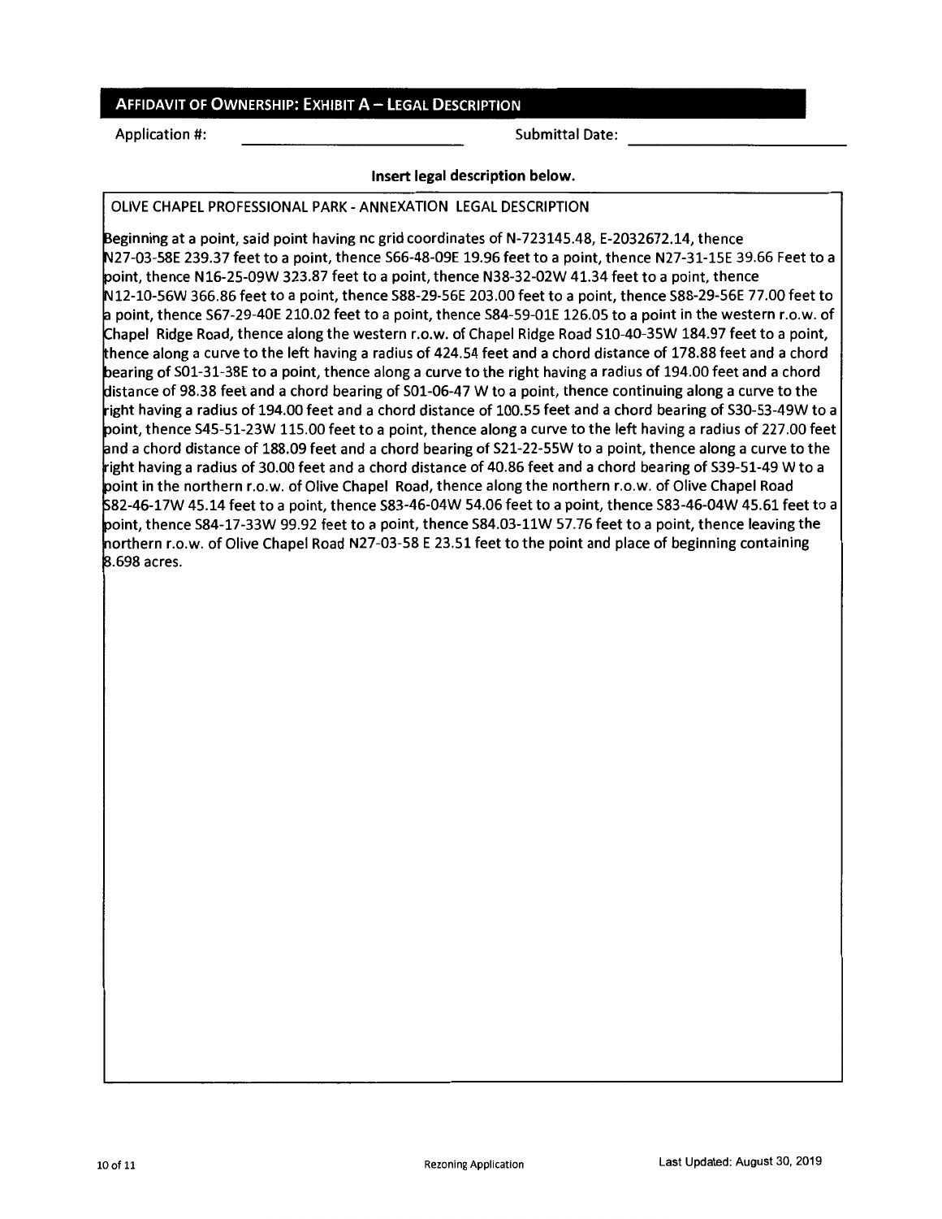## AFFIDAVIT OF OWNERSHIP: EXHIBIT A – LEGAL DESCRIPTION

Application #: \_\_\_\_\_\_\_\_\_\_\_\_\_\_\_\_\_\_\_\_ Submittal Date: \_\_\_\_\_\_\_\_\_\_\_\_\_\_\_\_\_\_\_\_

**Insert legal description below.**

OLIVE CHAPEL PROFESSIONAL PARK - ANNEXATION LEGAL DESCRIPTION

Beginning at a point, said point having nc grid coordinates of N-723145.48, E-2032672.14, thence N27-03-58E 239.37 feet to a point, thence S66-48-09E 19.96 feet to a point, thence N27-31-15E 39.66 Feet to a point, thence N16-25-09W 323.87 feet to a point, thence N38-32-02W 41.34 feet to a point, thence N12-10-56W 366.86 feet to a point, thence S88-29-56E 203.00 feet to a point, thence S88-29-56E 77.00 feet to a point, thence S67-29-40E 210.02 feet to a point, thence S84-59-01E 126.05 to a point in the western r.o.w. of Chapel Ridge Road, thence along the western r.o.w. of Chapel Ridge Road S10-40-35W 184.97 feet to a point, thence along a curve to the left having a radius of 424.54 feet and a chord distance of 178.88 feet and a chord bearing of S01-31-38E to a point, thence along a curve to the right having a radius of 194.00 feet and a chord distance of 98.38 feet and a chord bearing of S01-06-47 W to a point, thence continuing along a curve to the right having a radius of 194.00 feet and a chord distance of 100.55 feet and a chord bearing of S30-53-49W to a point, thence S45-51-23W 115.00 feet to a point, thence along a curve to the left having a radius of 227.00 feet and a chord distance of 188.09 feet and a chord bearing of S21-22-55W to a point, thence along a curve to the right having a radius of 30.00 feet and a chord distance of 40.86 feet and a chord bearing of S39-51-49 W to a point in the northern r.o.w. of Olive Chapel Road, thence along the northern r.o.w. of Olive Chapel Road S82-46-17W 45.14 feet to a point, thence S83-46-04W 54.06 feet to a point, thence S83-46-04W 45.61 feet to a point, thence S84-17-33W 99.92 feet to a point, thence S84.03-11W 57.76 feet to a point, thence leaving the northern r.o.w. of Olive Chapel Road N27-03-58 E 23.51 feet to the point and place of beginning containing 8.698 acres.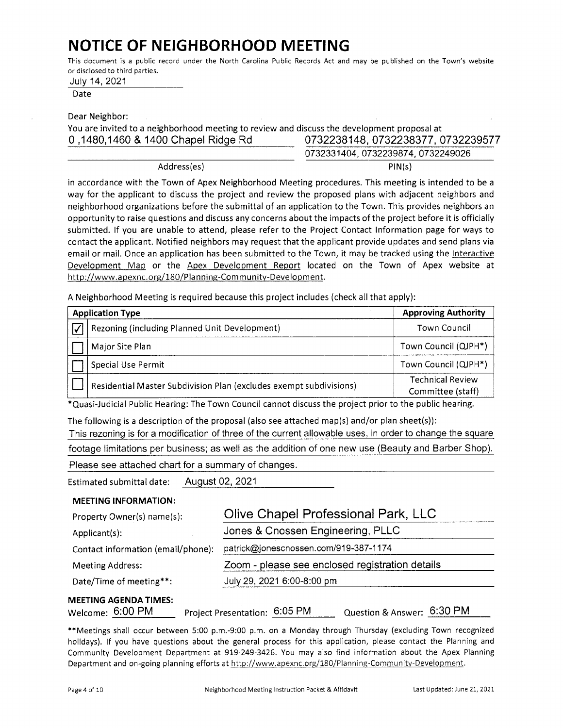# NOTICE OF NEIGHBORHOOD MEETING

This document is a public record under the North Carolina Public Records Act and may be published on the Town's website or disclosed to third parties.

July 14, 2021
Date

Dear Neighbor:

You are invited to a neighborhood meeting to review and discuss the development proposal at

| Address(es) | PIN(s) |
|---|---|
| 0 ,1480,1460 & 1400 Chapel Ridge Rd | 0732238148, 0732238377, 0732239577, 0732331404, 0732239874, 0732249026 |

in accordance with the Town of Apex Neighborhood Meeting procedures. This meeting is intended to be a way for the applicant to discuss the project and review the proposed plans with adjacent neighbors and neighborhood organizations before the submittal of an application to the Town. This provides neighbors an opportunity to raise questions and discuss any concerns about the impacts of the project before it is officially submitted. If you are unable to attend, please refer to the Project Contact Information page for ways to contact the applicant. Notified neighbors may request that the applicant provide updates and send plans via email or mail. Once an application has been submitted to the Town, it may be tracked using the Interactive Development Map or the Apex Development Report located on the Town of Apex website at http://www.apexnc.org/180/Planning-Community-Development.

A Neighborhood Meeting is required because this project includes (check all that apply):

| | Application Type | Approving Authority |
|---|---|---|
| ☑ | Rezoning (including Planned Unit Development) | Town Council |
| ☐ | Major Site Plan | Town Council (QJPH*) |
| ☐ | Special Use Permit | Town Council (QJPH*) |
| ☐ | Residential Master Subdivision Plan (excludes exempt subdivisions) | Technical Review Committee (staff) |

*Quasi-Judicial Public Hearing: The Town Council cannot discuss the project prior to the public hearing.

The following is a description of the proposal (also see attached map(s) and/or plan sheet(s)):

This rezoning is for a modification of three of the current allowable uses, in order to change the square footage limitations per business; as well as the addition of one new use (Beauty and Barber Shop). Please see attached chart for a summary of changes.

Estimated submittal date: August 02, 2021

**MEETING INFORMATION:**

| | |
|---|---|
| Property Owner(s) name(s): | Olive Chapel Professional Park, LLC |
| Applicant(s): | Jones & Cnossen Engineering, PLLC |
| Contact information (email/phone): | patrick@jonescnossen.com/919-387-1174 |
| Meeting Address: | Zoom - please see enclosed registration details |
| Date/Time of meeting**: | July 29, 2021 6:00-8:00 pm |

**MEETING AGENDA TIMES:**

Welcome: 6:00 PM  Project Presentation: 6:05 PM  Question & Answer: 6:30 PM

**Meetings shall occur between 5:00 p.m.-9:00 p.m. on a Monday through Thursday (excluding Town recognized holidays). If you have questions about the general process for this application, please contact the Planning and Community Development Department at 919-249-3426. You may also find information about the Apex Planning Department and on-going planning efforts at http://www.apexnc.org/180/Planning-Community-Development.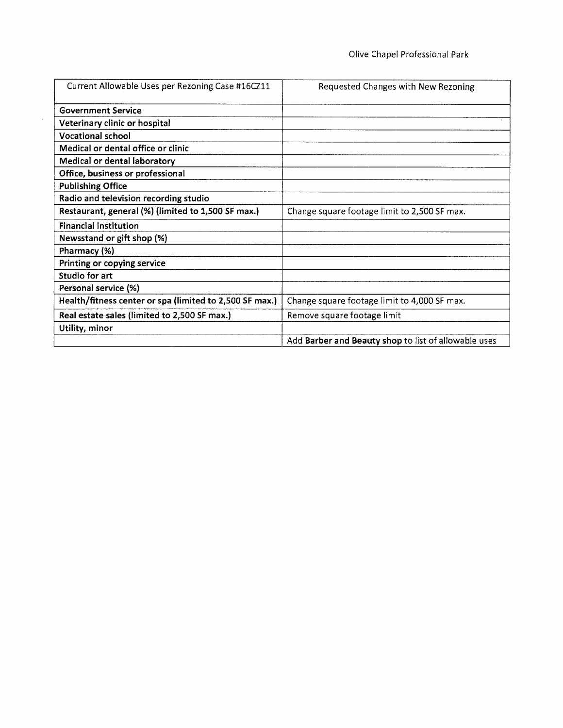Olive Chapel Professional Park

| Current Allowable Uses per Rezoning Case #16CZ11 | Requested Changes with New Rezoning |
|---|---|
| **Government Service** | |
| **Veterinary clinic or hospital** | |
| **Vocational school** | |
| **Medical or dental office or clinic** | |
| **Medical or dental laboratory** | |
| **Office, business or professional** | |
| **Publishing Office** | |
| **Radio and television recording studio** | |
| **Restaurant, general (%) (limited to 1,500 SF max.)** | Change square footage limit to 2,500 SF max. |
| **Financial institution** | |
| **Newsstand or gift shop (%)** | |
| **Pharmacy (%)** | |
| **Printing or copying service** | |
| **Studio for art** | |
| **Personal service (%)** | |
| **Health/fitness center or spa (limited to 2,500 SF max.)** | Change square footage limit to 4,000 SF max. |
| **Real estate sales (limited to 2,500 SF max.)** | Remove square footage limit |
| **Utility, minor** | |
| | Add **Barber and Beauty shop** to list of allowable uses |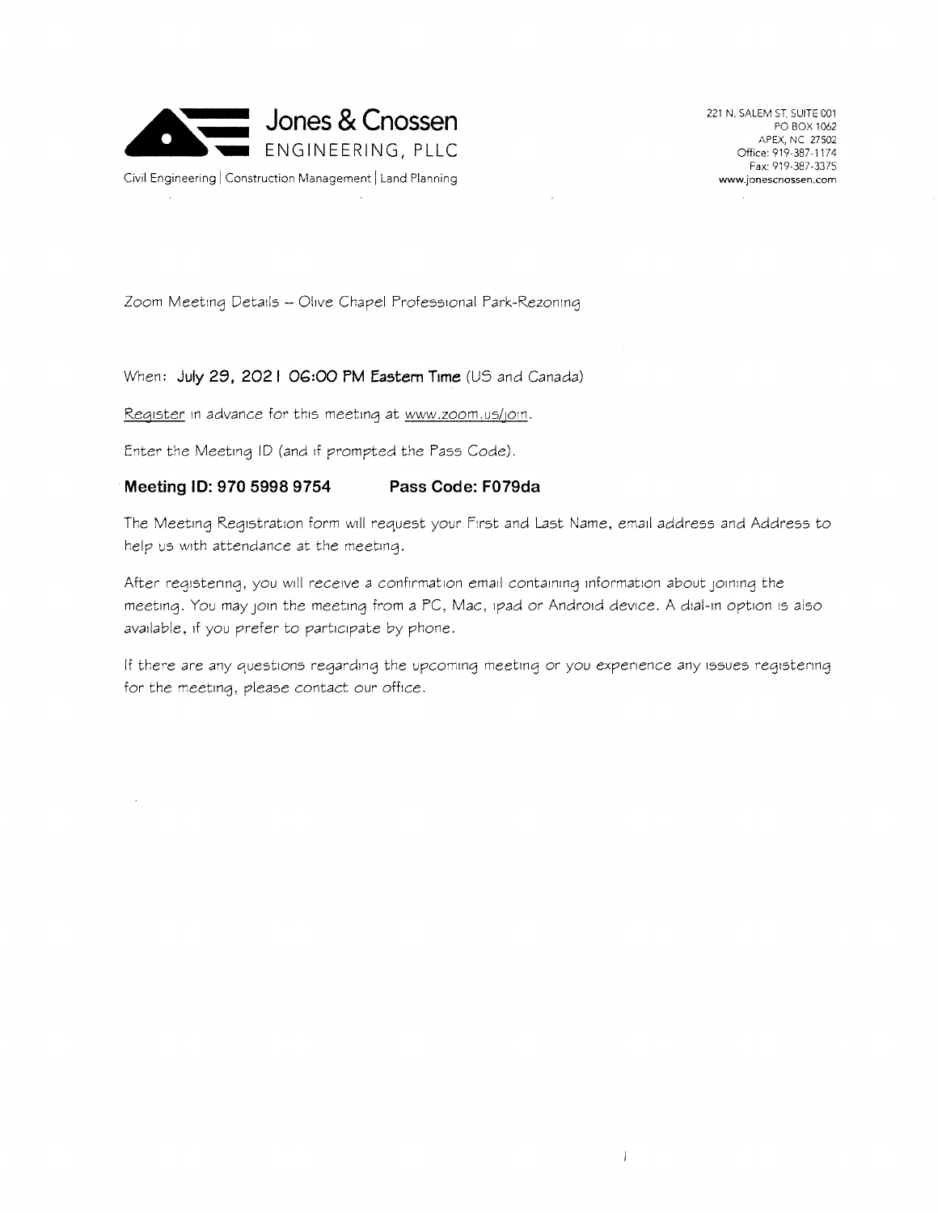**Jones & Cnossen**
ENGINEERING, PLLC

Civil Engineering | Construction Management | Land Planning

221 N. SALEM ST. SUITE 001
PO BOX 1062
APEX, NC 27502
Office: 919-387-1174
Fax: 919-387-3375
www.jonescnossen.com

Zoom Meeting Details – Olive Chapel Professional Park-Rezoning

When: **July 29, 2021 06:00 PM Eastern Time** (US and Canada)

Register in advance for this meeting at www.zoom.us/join.

Enter the Meeting ID (and if prompted the Pass Code).

**Meeting ID: 970 5998 9754 Pass Code: F079da**

The Meeting Registration form will request your First and Last Name, email address and Address to help us with attendance at the meeting.

After registering, you will receive a confirmation email containing information about joining the meeting. You may join the meeting from a PC, Mac, ipad or Android device. A dial-in option is also available, if you prefer to participate by phone.

If there are any questions regarding the upcoming meeting or you experience any issues registering for the meeting, please contact our office.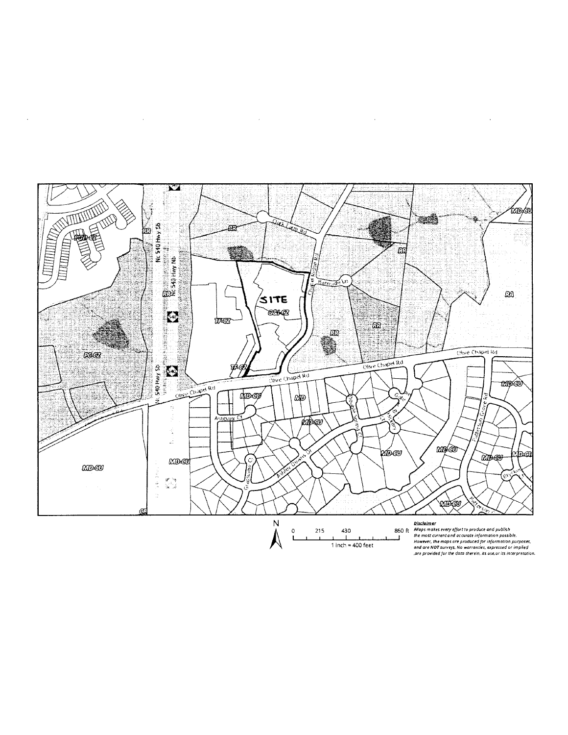SITE

N

0 215 430 860 ft

1 inch = 400 feet

***Disclaimer***

*iMaps makes every effort to produce and publish the most current and accurate information possible. However, the maps are produced for information purposes, and are NOT surveys. No warranties, expressed or implied ,are provided for the data therein, its use,or its interpretation.*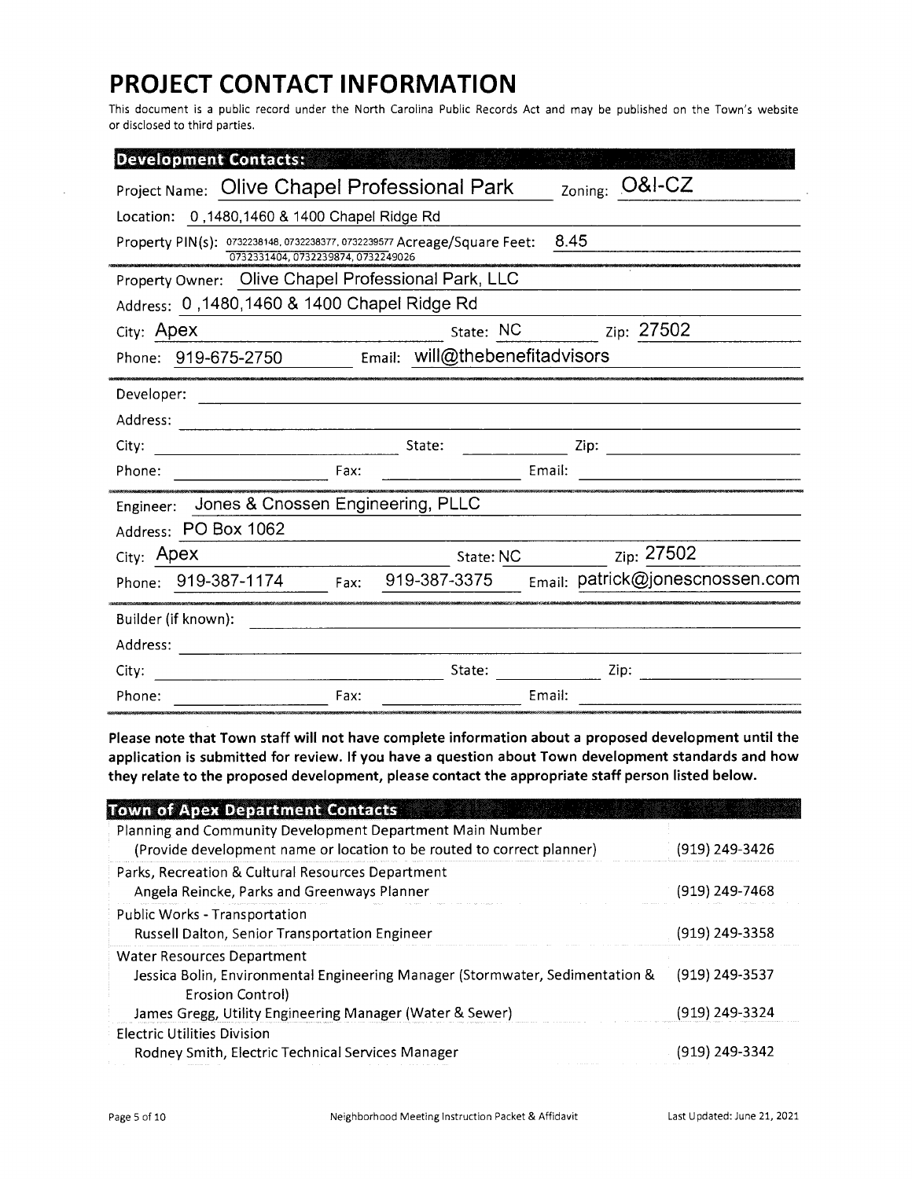# PROJECT CONTACT INFORMATION

This document is a public record under the North Carolina Public Records Act and may be published on the Town's website or disclosed to third parties.

## Development Contacts:

Project Name: Olive Chapel Professional Park  Zoning: O&I-CZ

Location: 0 ,1480,1460 & 1400 Chapel Ridge Rd

Property PIN(s): 0732238148, 0732238377, 0732239577, 0732331404, 0732239874, 0732249026  Acreage/Square Feet: 8.45

Property Owner: Olive Chapel Professional Park, LLC

Address: 0 ,1480,1460 & 1400 Chapel Ridge Rd

City: Apex  State: NC  Zip: 27502

Phone: 919-675-2750  Email: will@thebenefitadvisors

Developer:

Address:

City:  State:  Zip:

Phone:  Fax:  Email:

Engineer: Jones & Cnossen Engineering, PLLC

Address: PO Box 1062

City: Apex  State: NC  Zip: 27502

Phone: 919-387-1174  Fax: 919-387-3375  Email: patrick@jonescnossen.com

Builder (if known):

Address:

City:  State:  Zip:

Phone:  Fax:  Email:

**Please note that Town staff will not have complete information about a proposed development until the application is submitted for review. If you have a question about Town development standards and how they relate to the proposed development, please contact the appropriate staff person listed below.**

## Town of Apex Department Contacts

| | |
|---|---|
| Planning and Community Development Department Main Number<br>(Provide development name or location to be routed to correct planner) | (919) 249-3426 |
| Parks, Recreation & Cultural Resources Department<br>Angela Reincke, Parks and Greenways Planner | (919) 249-7468 |
| Public Works - Transportation<br>Russell Dalton, Senior Transportation Engineer | (919) 249-3358 |
| Water Resources Department<br>Jessica Bolin, Environmental Engineering Manager (Stormwater, Sedimentation & Erosion Control) | (919) 249-3537 |
| James Gregg, Utility Engineering Manager (Water & Sewer) | (919) 249-3324 |
| Electric Utilities Division<br>Rodney Smith, Electric Technical Services Manager | (919) 249-3342 |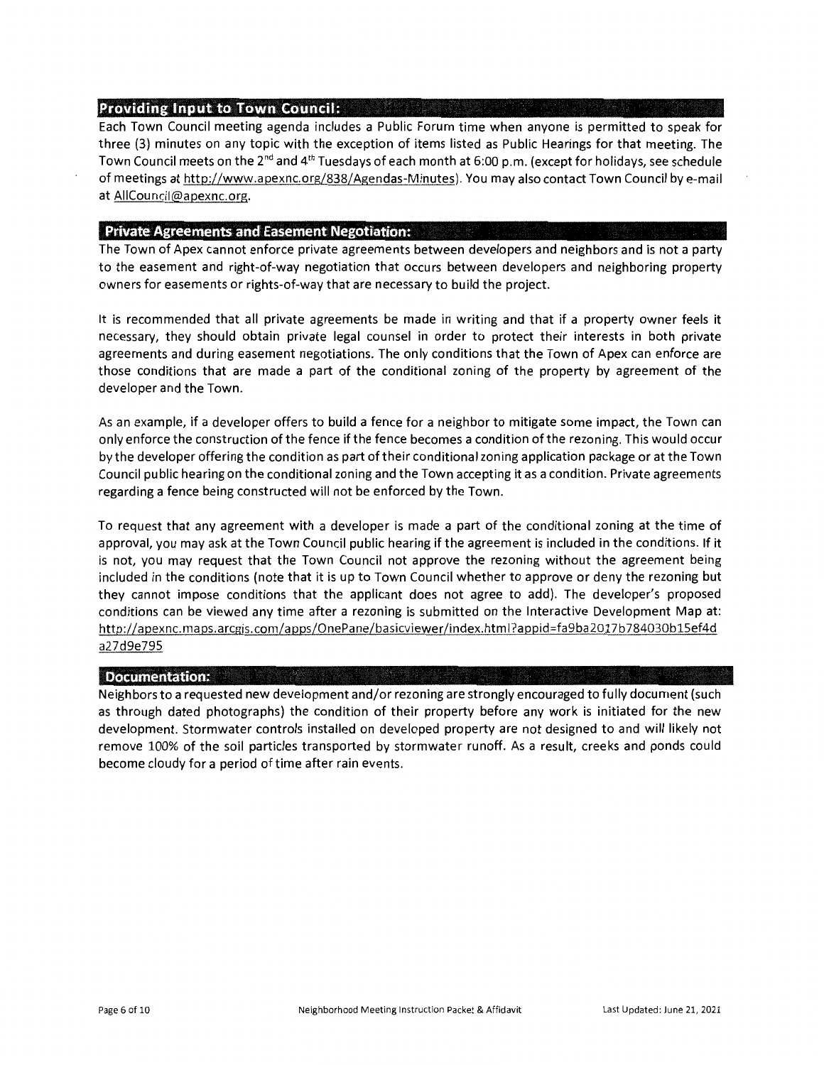## Providing Input to Town Council:

Each Town Council meeting agenda includes a Public Forum time when anyone is permitted to speak for three (3) minutes on any topic with the exception of items listed as Public Hearings for that meeting. The Town Council meets on the 2nd and 4th Tuesdays of each month at 6:00 p.m. (except for holidays, see schedule of meetings at http://www.apexnc.org/838/Agendas-Minutes). You may also contact Town Council by e-mail at AllCouncil@apexnc.org.

## Private Agreements and Easement Negotiation:

The Town of Apex cannot enforce private agreements between developers and neighbors and is not a party to the easement and right-of-way negotiation that occurs between developers and neighboring property owners for easements or rights-of-way that are necessary to build the project.

It is recommended that all private agreements be made in writing and that if a property owner feels it necessary, they should obtain private legal counsel in order to protect their interests in both private agreements and during easement negotiations. The only conditions that the Town of Apex can enforce are those conditions that are made a part of the conditional zoning of the property by agreement of the developer and the Town.

As an example, if a developer offers to build a fence for a neighbor to mitigate some impact, the Town can only enforce the construction of the fence if the fence becomes a condition of the rezoning. This would occur by the developer offering the condition as part of their conditional zoning application package or at the Town Council public hearing on the conditional zoning and the Town accepting it as a condition. Private agreements regarding a fence being constructed will not be enforced by the Town.

To request that any agreement with a developer is made a part of the conditional zoning at the time of approval, you may ask at the Town Council public hearing if the agreement is included in the conditions. If it is not, you may request that the Town Council not approve the rezoning without the agreement being included in the conditions (note that it is up to Town Council whether to approve or deny the rezoning but they cannot impose conditions that the applicant does not agree to add). The developer's proposed conditions can be viewed any time after a rezoning is submitted on the Interactive Development Map at: http://apexnc.maps.arcgis.com/apps/OnePane/basicviewer/index.html?appid=fa9ba2017b784030b15ef4da27d9e795

## Documentation:

Neighbors to a requested new development and/or rezoning are strongly encouraged to fully document (such as through dated photographs) the condition of their property before any work is initiated for the new development. Stormwater controls installed on developed property are not designed to and will likely not remove 100% of the soil particles transported by stormwater runoff. As a result, creeks and ponds could become cloudy for a period of time after rain events.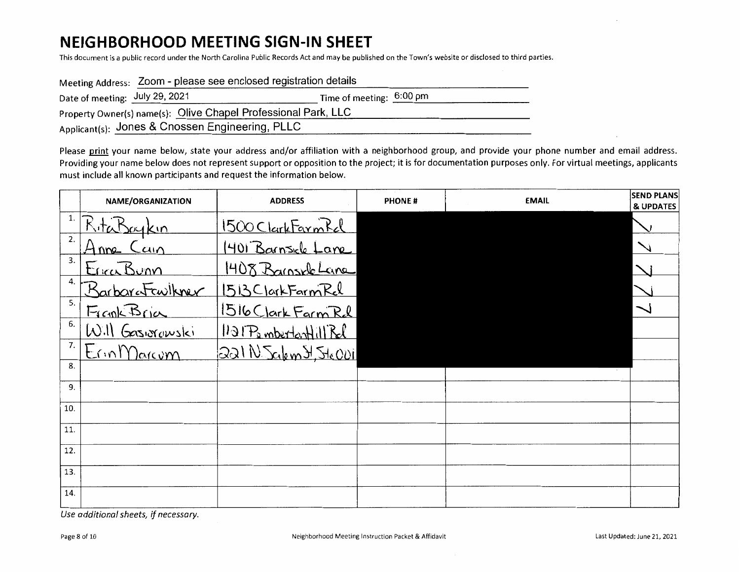# NEIGHBORHOOD MEETING SIGN-IN SHEET

This document is a public record under the North Carolina Public Records Act and may be published on the Town's website or disclosed to third parties.

Meeting Address: Zoom - please see enclosed registration details

Date of meeting: July 29, 2021 Time of meeting: 6:00 pm

Property Owner(s) name(s): Olive Chapel Professional Park, LLC

Applicant(s): Jones & Cnossen Engineering, PLLC

Please print your name below, state your address and/or affiliation with a neighborhood group, and provide your phone number and email address. Providing your name below does not represent support or opposition to the project; it is for documentation purposes only. For virtual meetings, applicants must include all known participants and request the information below.

| | NAME/ORGANIZATION | ADDRESS | PHONE # | EMAIL | SEND PLANS & UPDATES |
|---|---|---|---|---|---|
| 1. | Rita Boykin | 1500 Clark Farm Rd | | | ✓ |
| 2. | Anne Cain | 1401 Barnside Lane | | | ✓ |
| 3. | Erica Bunn | 1408 Barnside Lane | | | ✓ |
| 4. | Barbara Fowlkner | 1513 Clark Farm Rd | | | ✓ |
| 5. | Frank Bria | 1516 Clark Farm Rd | | | ✓ |
| 6. | Will Gasiorowski | 1121 Pemberton Hill Rd | | | |
| 7. | Erin Marcum | 221 N Salem St, Ste 001 | | | |
| 8. | | | | | |
| 9. | | | | | |
| 10. | | | | | |
| 11. | | | | | |
| 12. | | | | | |
| 13. | | | | | |
| 14. | | | | | |

*Use additional sheets, if necessary.*

Neighborhood Meeting Instruction Packet & Affidavit

Last Updated: June 21, 2021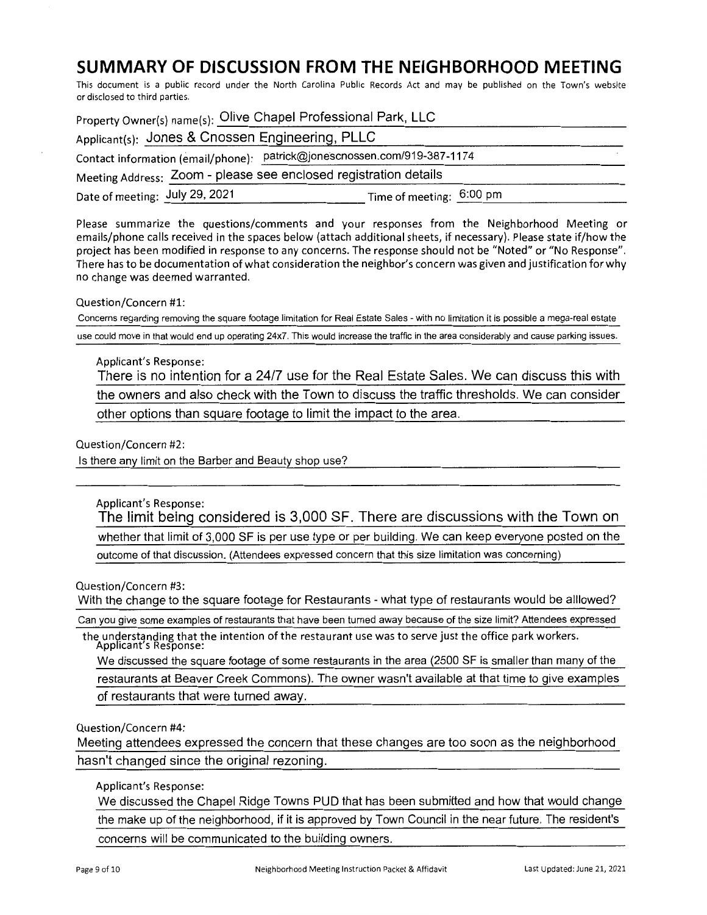# SUMMARY OF DISCUSSION FROM THE NEIGHBORHOOD MEETING

This document is a public record under the North Carolina Public Records Act and may be published on the Town's website or disclosed to third parties.

Property Owner(s) name(s): Olive Chapel Professional Park, LLC

Applicant(s): Jones & Cnossen Engineering, PLLC

Contact information (email/phone): patrick@jonescnossen.com/919-387-1174

Meeting Address: Zoom - please see enclosed registration details

Date of meeting: July 29, 2021 Time of meeting: 6:00 pm

Please summarize the questions/comments and your responses from the Neighborhood Meeting or emails/phone calls received in the spaces below (attach additional sheets, if necessary). Please state if/how the project has been modified in response to any concerns. The response should not be "Noted" or "No Response". There has to be documentation of what consideration the neighbor's concern was given and justification for why no change was deemed warranted.

Question/Concern #1:

Concerns regarding removing the square footage limitation for Real Estate Sales - with no limitation it is possible a mega-real estate use could move in that would end up operating 24x7. This would increase the traffic in the area considerably and cause parking issues.

Applicant's Response:

There is no intention for a 24/7 use for the Real Estate Sales. We can discuss this with the owners and also check with the Town to discuss the traffic thresholds. We can consider other options than square footage to limit the impact to the area.

Question/Concern #2:

Is there any limit on the Barber and Beauty shop use?

Applicant's Response:

The limit being considered is 3,000 SF. There are discussions with the Town on whether that limit of 3,000 SF is per use type or per building. We can keep everyone posted on the outcome of that discussion. (Attendees expressed concern that this size limitation was concerning)

Question/Concern #3:

With the change to the square footage for Restaurants - what type of restaurants would be alllowed? Can you give some examples of restaurants that have been turned away because of the size limit? Attendees expressed the understanding that the intention of the restaurant use was to serve just the office park workers.

Applicant's Response:

We discussed the square footage of some restaurants in the area (2500 SF is smaller than many of the restaurants at Beaver Creek Commons). The owner wasn't available at that time to give examples of restaurants that were turned away.

Question/Concern #4:

Meeting attendees expressed the concern that these changes are too soon as the neighborhood hasn't changed since the original rezoning.

Applicant's Response:

We discussed the Chapel Ridge Towns PUD that has been submitted and how that would change the make up of the neighborhood, if it is approved by Town Council in the near future. The resident's concerns will be communicated to the building owners.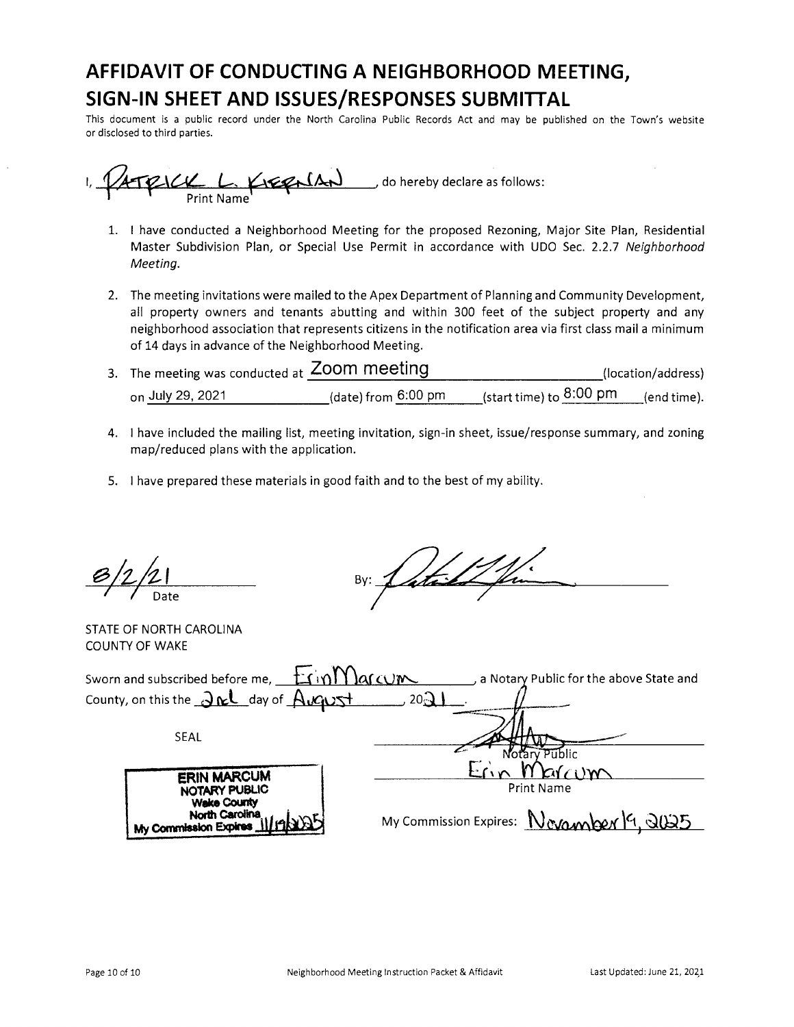# AFFIDAVIT OF CONDUCTING A NEIGHBORHOOD MEETING, SIGN-IN SHEET AND ISSUES/RESPONSES SUBMITTAL

This document is a public record under the North Carolina Public Records Act and may be published on the Town's website or disclosed to third parties.

I, PATRICK L. KIERNAN, do hereby declare as follows:
Print Name

1. I have conducted a Neighborhood Meeting for the proposed Rezoning, Major Site Plan, Residential Master Subdivision Plan, or Special Use Permit in accordance with UDO Sec. 2.2.7 *Neighborhood Meeting*.

2. The meeting invitations were mailed to the Apex Department of Planning and Community Development, all property owners and tenants abutting and within 300 feet of the subject property and any neighborhood association that represents citizens in the notification area via first class mail a minimum of 14 days in advance of the Neighborhood Meeting.

3. The meeting was conducted at Zoom meeting (location/address) on July 29, 2021 (date) from 6:00 pm (start time) to 8:00 pm (end time).

4. I have included the mailing list, meeting invitation, sign-in sheet, issue/response summary, and zoning map/reduced plans with the application.

5. I have prepared these materials in good faith and to the best of my ability.

8/2/21
Date

By: [signature]

STATE OF NORTH CAROLINA
COUNTY OF WAKE

Sworn and subscribed before me, Erin Marcum, a Notary Public for the above State and County, on this the 2nd day of August, 2021.

SEAL

ERIN MARCUM
NOTARY PUBLIC
Wake County
North Carolina
My Commission Expires 11/19/2025

[signature]
Notary Public

Erin Marcum
Print Name

My Commission Expires: November 19, 2025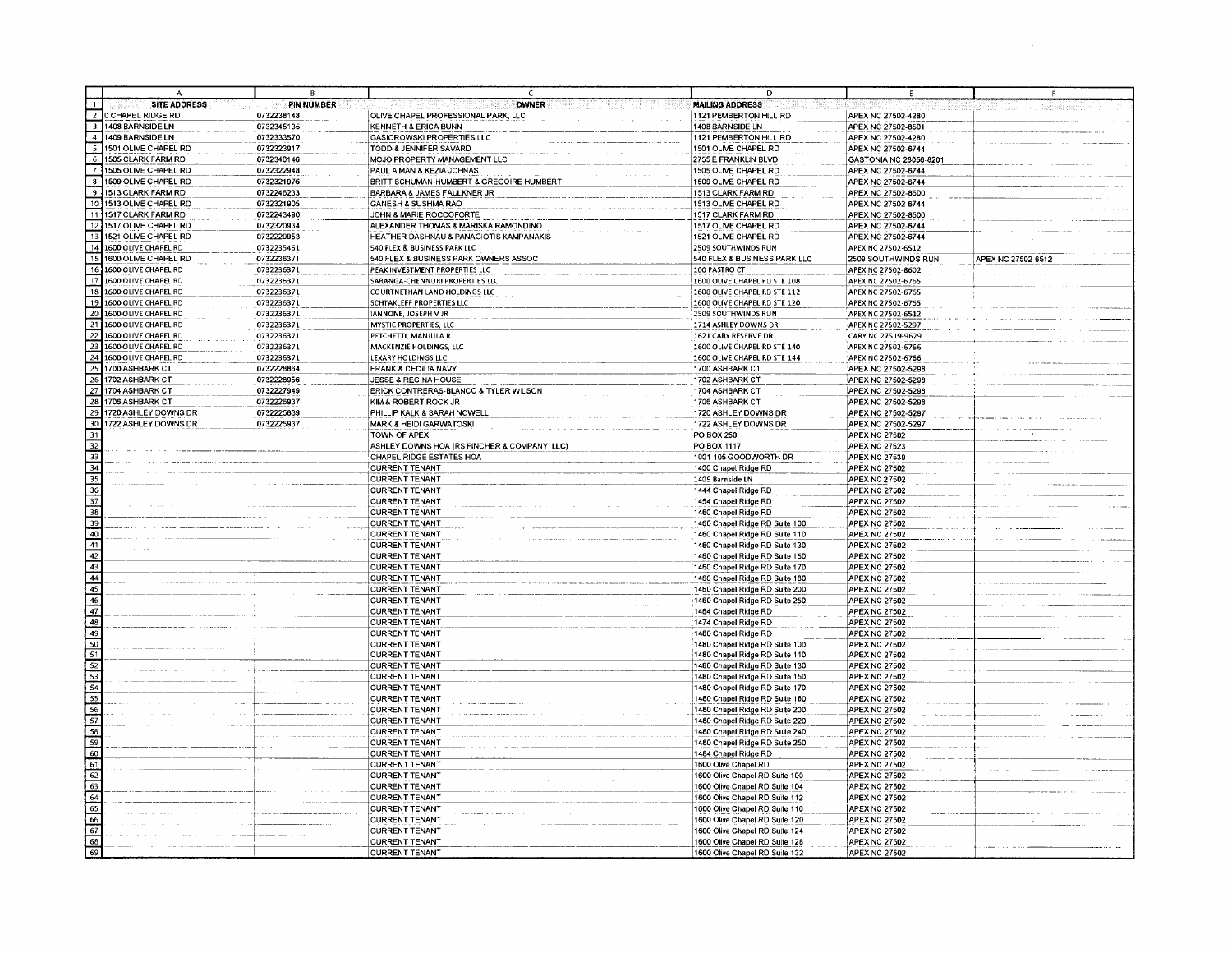| | A | B | C | D | E | F |
|---|---|---|---|---|---|---|
| 1 | SITE ADDRESS | PIN NUMBER | OWNER | MAILING ADDRESS | | |
| 2 | 0 CHAPEL RIDGE RD | 0732238148 | OLIVE CHAPEL PROFESSIONAL PARK, LLC | 1121 PEMBERTON HILL RD | APEX NC 27502-4280 | |
| 3 | 1408 BARNSIDE LN | 0732345135 | KENNETH & ERICA BUNN | 1408 BARNSIDE LN | APEX NC 27502-8501 | |
| 4 | 1409 BARNSIDE LN | 0732333570 | GASIOROWSKI PROPERTIES LLC | 1121 PEMBERTON HILL RD | APEX NC 27502-4280 | |
| 5 | 1501 OLIVE CHAPEL RD | 0732323917 | TODD & JENNIFER SAVARD | 1501 OLIVE CHAPEL RD | APEX NC 27502-6744 | |
| 6 | 1505 CLARK FARM RD | 0732340146 | MOJO PROPERTY MANAGEMENT LLC | 2755 E FRANKLIN BLVD | GASTONIA NC 28056-8201 | |
| 7 | 1505 OLIVE CHAPEL RD | 0732322948 | PAUL AIMAN & KEZIA JOHNAS | 1505 OLIVE CHAPEL RD | APEX NC 27502-6744 | |
| 8 | 1509 OLIVE CHAPEL RD | 0732321976 | BRITT SCHUMAN-HUMBERT & GREGOIRE HUMBERT | 1509 OLIVE CHAPEL RD | APEX NC 27502-6744 | |
| 9 | 1513 CLARK FARM RD | 0732246233 | BARBARA & JAMES FAULKNER JR | 1513 CLARK FARM RD | APEX NC 27502-8500 | |
| 10 | 1513 OLIVE CHAPEL RD | 0732321905 | GANESH & SUSHMA RAO | 1513 OLIVE CHAPEL RD | APEX NC 27502-6744 | |
| 11 | 1517 CLARK FARM RD | 0732243490 | JOHN & MARIE ROCCOFORTE | 1517 CLARK FARM RD | APEX NC 27502-8500 | |
| 12 | 1517 OLIVE CHAPEL RD | 0732320934 | ALEXANDER THOMAS & MARISKA RAMONDINO | 1517 OLIVE CHAPEL RD | APEX NC 27502-6744 | |
| 13 | 1521 OLIVE CHAPEL RD | 0732229953 | HEATHER DASHNAU & PANAGIOTIS KAMPANAKIS | 1521 OLIVE CHAPEL RD | APEX NC 27502-6744 | |
| 14 | 1600 OLIVE CHAPEL RD | 0732235461 | 540 FLEX & BUSINESS PARK LLC | 2509 SOUTHWINDS RUN | APEX NC 27502-6512 | |
| 15 | 1600 OLIVE CHAPEL RD | 0732236371 | 540 FLEX & BUSINESS PARK OWNERS ASSOC | 540 FLEX & BUSINESS PARK LLC | 2509 SOUTHWINDS RUN | APEX NC 27502-6512 |
| 16 | 1600 OLIVE CHAPEL RD | 0732236371 | PEAK INVESTMENT PROPERTIES LLC | 100 PASTRO CT | APEX NC 27502-8602 | |
| 17 | 1600 OLIVE CHAPEL RD | 0732236371 | SARANGA-CHENNURI PROPERTIES LLC | 1600 OLIVE CHAPEL RD STE 108 | APEX NC 27502-6765 | |
| 18 | 1600 OLIVE CHAPEL RD | 0732236371 | COURTNETHAN LAND HOLDINGS LLC | 1600 OLIVE CHAPEL RD STE 112 | APEX NC 27502-6765 | |
| 19 | 1600 OLIVE CHAPEL RD | 0732236371 | SCHTAKLEFF PROPERTIES LLC | 1600 OLIVE CHAPEL RD STE 120 | APEX NC 27502-6765 | |
| 20 | 1600 OLIVE CHAPEL RD | 0732236371 | IANNONE, JOSEPH V JR | 2509 SOUTHWINDS RUN | APEX NC 27502-6512 | |
| 21 | 1600 OLIVE CHAPEL RD | 0732236371 | MYSTIC PROPERTIES, LLC | 1714 ASHLEY DOWNS DR | APEX NC 27502-5297 | |
| 22 | 1600 OLIVE CHAPEL RD | 0732236371 | PETCHETTI, MANJULA R | 1621 CARY RESERVE DR | CARY NC 27519-9629 | |
| 23 | 1600 OLIVE CHAPEL RD | 0732236371 | MACKENZIE HOLDINGS, LLC | 1600 OLIVE CHAPEL RD STE 140 | APEX NC 27502-6766 | |
| 24 | 1600 OLIVE CHAPEL RD | 0732236371 | LEXARY HOLDINGS LLC | 1600 OLIVE CHAPEL RD STE 144 | APEX NC 27502-6766 | |
| 25 | 1700 ASHBARK CT | 0732228864 | FRANK & CECILIA NAVY | 1700 ASHBARK CT | APEX NC 27502-5298 | |
| 26 | 1702 ASHBARK CT | 0732228956 | JESSE & REGINA HOUSE | 1702 ASHBARK CT | APEX NC 27502-5298 | |
| 27 | 1704 ASHBARK CT | 0732227949 | ERICK CONTRERAS-BLANCO & TYLER WILSON | 1704 ASHBARK CT | APEX NC 27502-5298 | |
| 28 | 1706 ASHBARK CT | 0732226937 | KIM & ROBERT ROCK JR | 1706 ASHBARK CT | APEX NC 27502-5298 | |
| 29 | 1720 ASHLEY DOWNS DR | 0732225839 | PHILLIP KALK & SARAH NOWELL | 1720 ASHLEY DOWNS DR | APEX NC 27502-5297 | |
| 30 | 1722 ASHLEY DOWNS DR | 0732225937 | MARK & HEIDI GARWATOSKI | 1722 ASHLEY DOWNS DR | APEX NC 27502-5297 | |
| 31 | | | TOWN OF APEX | PO BOX 250 | APEX NC 27502 | |
| 32 | | | ASHLEY DOWNS HOA (RS FINCHER & COMPANY, LLC) | PO BOX 1117 | APEX NC 27523 | |
| 33 | | | CHAPEL RIDGE ESTATES HOA | 1001-105 GOODWORTH DR | APEX NC 27539 | |
| 34 | | | CURRENT TENANT | 1400 Chapel Ridge RD | APEX NC 27502 | |
| 35 | | | CURRENT TENANT | 1409 Barnside LN | APEX NC 27502 | |
| 36 | | | CURRENT TENANT | 1444 Chapel Ridge RD | APEX NC 27502 | |
| 37 | | | CURRENT TENANT | 1454 Chapel Ridge RD | APEX NC 27502 | |
| 38 | | | CURRENT TENANT | 1460 Chapel Ridge RD | APEX NC 27502 | |
| 39 | | | CURRENT TENANT | 1460 Chapel Ridge RD Suite 100 | APEX NC 27502 | |
| 40 | | | CURRENT TENANT | 1460 Chapel Ridge RD Suite 110 | APEX NC 27502 | |
| 41 | | | CURRENT TENANT | 1460 Chapel Ridge RD Suite 130 | APEX NC 27502 | |
| 42 | | | CURRENT TENANT | 1460 Chapel Ridge RD Suite 150 | APEX NC 27502 | |
| 43 | | | CURRENT TENANT | 1460 Chapel Ridge RD Suite 170 | APEX NC 27502 | |
| 44 | | | CURRENT TENANT | 1460 Chapel Ridge RD Suite 180 | APEX NC 27502 | |
| 45 | | | CURRENT TENANT | 1460 Chapel Ridge RD Suite 200 | APEX NC 27502 | |
| 46 | | | CURRENT TENANT | 1460 Chapel Ridge RD Suite 250 | APEX NC 27502 | |
| 47 | | | CURRENT TENANT | 1464 Chapel Ridge RD | APEX NC 27502 | |
| 48 | | | CURRENT TENANT | 1474 Chapel Ridge RD | APEX NC 27502 | |
| 49 | | | CURRENT TENANT | 1480 Chapel Ridge RD | APEX NC 27502 | |
| 50 | | | CURRENT TENANT | 1480 Chapel Ridge RD Suite 100 | APEX NC 27502 | |
| 51 | | | CURRENT TENANT | 1480 Chapel Ridge RD Suite 110 | APEX NC 27502 | |
| 52 | | | CURRENT TENANT | 1480 Chapel Ridge RD Suite 130 | APEX NC 27502 | |
| 53 | | | CURRENT TENANT | 1480 Chapel Ridge RD Suite 150 | APEX NC 27502 | |
| 54 | | | CURRENT TENANT | 1480 Chapel Ridge RD Suite 170 | APEX NC 27502 | |
| 55 | | | CURRENT TENANT | 1480 Chapel Ridge RD Suite 180 | APEX NC 27502 | |
| 56 | | | CURRENT TENANT | 1480 Chapel Ridge RD Suite 200 | APEX NC 27502 | |
| 57 | | | CURRENT TENANT | 1480 Chapel Ridge RD Suite 220 | APEX NC 27502 | |
| 58 | | | CURRENT TENANT | 1480 Chapel Ridge RD Suite 240 | APEX NC 27502 | |
| 59 | | | CURRENT TENANT | 1480 Chapel Ridge RD Suite 250 | APEX NC 27502 | |
| 60 | | | CURRENT TENANT | 1484 Chapel Ridge RD | APEX NC 27502 | |
| 61 | | | CURRENT TENANT | 1600 Olive Chapel RD | APEX NC 27502 | |
| 62 | | | CURRENT TENANT | 1600 Olive Chapel RD Suite 100 | APEX NC 27502 | |
| 63 | | | CURRENT TENANT | 1600 Olive Chapel RD Suite 104 | APEX NC 27502 | |
| 64 | | | CURRENT TENANT | 1600 Olive Chapel RD Suite 112 | APEX NC 27502 | |
| 65 | | | CURRENT TENANT | 1600 Olive Chapel RD Suite 116 | APEX NC 27502 | |
| 66 | | | CURRENT TENANT | 1600 Olive Chapel RD Suite 120 | APEX NC 27502 | |
| 67 | | | CURRENT TENANT | 1600 Olive Chapel RD Suite 124 | APEX NC 27502 | |
| 68 | | | CURRENT TENANT | 1600 Olive Chapel RD Suite 128 | APEX NC 27502 | |
| 69 | | | CURRENT TENANT | 1600 Olive Chapel RD Suite 132 | APEX NC 27502 | |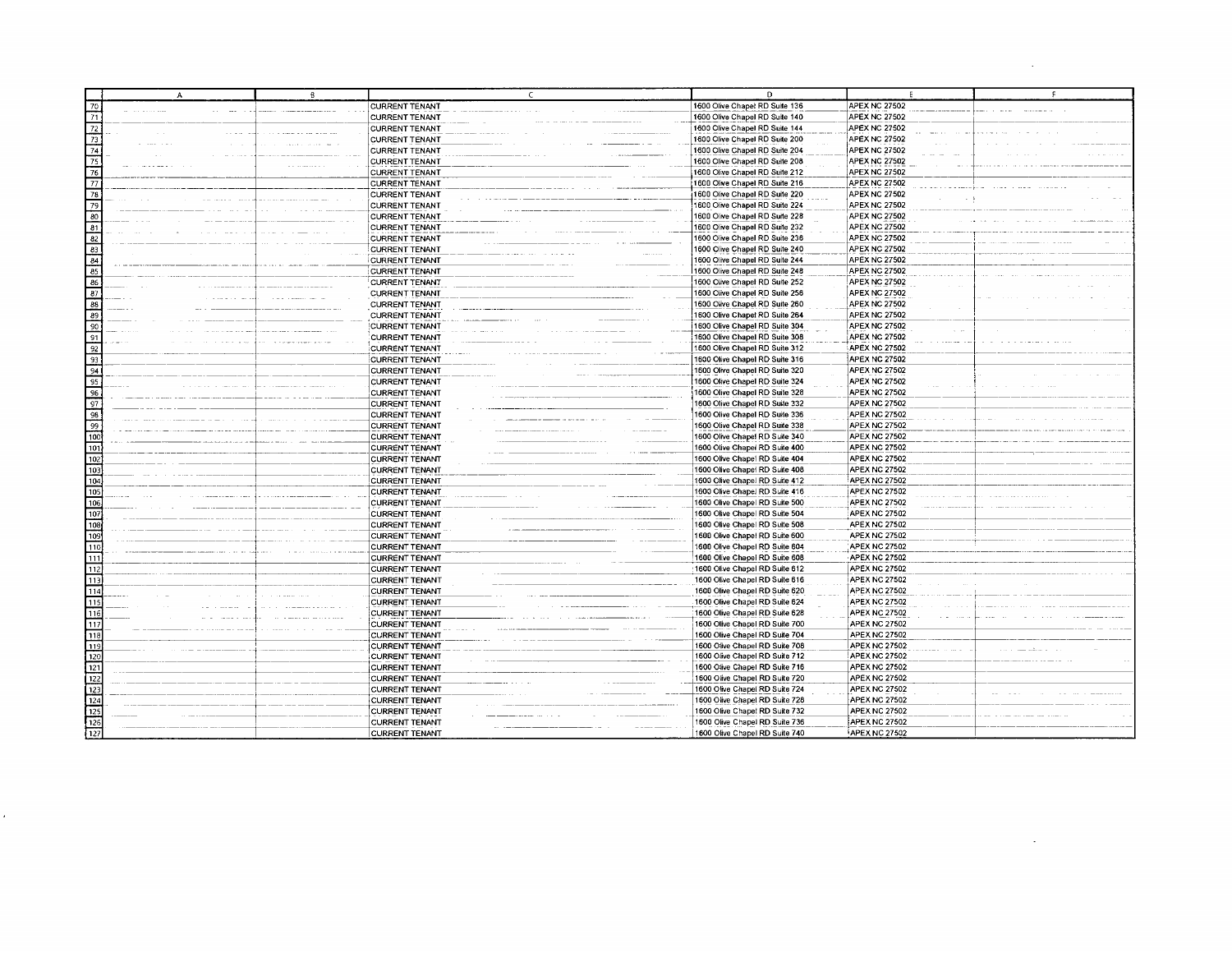| | A | B | C | D | E | F |
|---|---|---|---|---|---|---|
| 70 | | | CURRENT TENANT | 1600 Olive Chapel RD Suite 136 | APEX NC 27502 | |
| 71 | | | CURRENT TENANT | 1600 Olive Chapel RD Suite 140 | APEX NC 27502 | |
| 72 | | | CURRENT TENANT | 1600 Olive Chapel RD Suite 144 | APEX NC 27502 | |
| 73 | | | CURRENT TENANT | 1600 Olive Chapel RD Suite 200 | APEX NC 27502 | |
| 74 | | | CURRENT TENANT | 1600 Olive Chapel RD Suite 204 | APEX NC 27502 | |
| 75 | | | CURRENT TENANT | 1600 Olive Chapel RD Suite 208 | APEX NC 27502 | |
| 76 | | | CURRENT TENANT | 1600 Olive Chapel RD Suite 212 | APEX NC 27502 | |
| 77 | | | CURRENT TENANT | 1600 Olive Chapel RD Suite 216 | APEX NC 27502 | |
| 78 | | | CURRENT TENANT | 1600 Olive Chapel RD Suite 220 | APEX NC 27502 | |
| 79 | | | CURRENT TENANT | 1600 Olive Chapel RD Suite 224 | APEX NC 27502 | |
| 80 | | | CURRENT TENANT | 1600 Olive Chapel RD Suite 228 | APEX NC 27502 | |
| 81 | | | CURRENT TENANT | 1600 Olive Chapel RD Suite 232 | APEX NC 27502 | |
| 82 | | | CURRENT TENANT | 1600 Olive Chapel RD Suite 236 | APEX NC 27502 | |
| 83 | | | CURRENT TENANT | 1600 Olive Chapel RD Suite 240 | APEX NC 27502 | |
| 84 | | | CURRENT TENANT | 1600 Olive Chapel RD Suite 244 | APEX NC 27502 | |
| 85 | | | CURRENT TENANT | 1600 Olive Chapel RD Suite 248 | APEX NC 27502 | |
| 86 | | | CURRENT TENANT | 1600 Olive Chapel RD Suite 252 | APEX NC 27502 | |
| 87 | | | CURRENT TENANT | 1600 Olive Chapel RD Suite 256 | APEX NC 27502 | |
| 88 | | | CURRENT TENANT | 1600 Olive Chapel RD Suite 260 | APEX NC 27502 | |
| 89 | | | CURRENT TENANT | 1600 Olive Chapel RD Suite 264 | APEX NC 27502 | |
| 90 | | | CURRENT TENANT | 1600 Olive Chapel RD Suite 304 | APEX NC 27502 | |
| 91 | | | CURRENT TENANT | 1600 Olive Chapel RD Suite 308 | APEX NC 27502 | |
| 92 | | | CURRENT TENANT | 1600 Olive Chapel RD Suite 312 | APEX NC 27502 | |
| 93 | | | CURRENT TENANT | 1600 Olive Chapel RD Suite 316 | APEX NC 27502 | |
| 94 | | | CURRENT TENANT | 1600 Olive Chapel RD Suite 320 | APEX NC 27502 | |
| 95 | | | CURRENT TENANT | 1600 Olive Chapel RD Suite 324 | APEX NC 27502 | |
| 96 | | | CURRENT TENANT | 1600 Olive Chapel RD Suite 328 | APEX NC 27502 | |
| 97 | | | CURRENT TENANT | 1600 Olive Chapel RD Suite 332 | APEX NC 27502 | |
| 98 | | | CURRENT TENANT | 1600 Olive Chapel RD Suite 336 | APEX NC 27502 | |
| 99 | | | CURRENT TENANT | 1600 Olive Chapel RD Suite 338 | APEX NC 27502 | |
| 100 | | | CURRENT TENANT | 1600 Olive Chapel RD Suite 340 | APEX NC 27502 | |
| 101 | | | CURRENT TENANT | 1600 Olive Chapel RD Suite 400 | APEX NC 27502 | |
| 102 | | | CURRENT TENANT | 1600 Olive Chapel RD Suite 404 | APEX NC 27502 | |
| 103 | | | CURRENT TENANT | 1600 Olive Chapel RD Suite 408 | APEX NC 27502 | |
| 104 | | | CURRENT TENANT | 1600 Olive Chapel RD Suite 412 | APEX NC 27502 | |
| 105 | | | CURRENT TENANT | 1600 Olive Chapel RD Suite 416 | APEX NC 27502 | |
| 106 | | | CURRENT TENANT | 1600 Olive Chapel RD Suite 500 | APEX NC 27502 | |
| 107 | | | CURRENT TENANT | 1600 Olive Chapel RD Suite 504 | APEX NC 27502 | |
| 108 | | | CURRENT TENANT | 1600 Olive Chapel RD Suite 508 | APEX NC 27502 | |
| 109 | | | CURRENT TENANT | 1600 Olive Chapel RD Suite 600 | APEX NC 27502 | |
| 110 | | | CURRENT TENANT | 1600 Olive Chapel RD Suite 604 | APEX NC 27502 | |
| 111 | | | CURRENT TENANT | 1600 Olive Chapel RD Suite 608 | APEX NC 27502 | |
| 112 | | | CURRENT TENANT | 1600 Olive Chapel RD Suite 612 | APEX NC 27502 | |
| 113 | | | CURRENT TENANT | 1600 Olive Chapel RD Suite 616 | APEX NC 27502 | |
| 114 | | | CURRENT TENANT | 1600 Olive Chapel RD Suite 620 | APEX NC 27502 | |
| 115 | | | CURRENT TENANT | 1600 Olive Chapel RD Suite 624 | APEX NC 27502 | |
| 116 | | | CURRENT TENANT | 1600 Olive Chapel RD Suite 628 | APEX NC 27502 | |
| 117 | | | CURRENT TENANT | 1600 Olive Chapel RD Suite 700 | APEX NC 27502 | |
| 118 | | | CURRENT TENANT | 1600 Olive Chapel RD Suite 704 | APEX NC 27502 | |
| 119 | | | CURRENT TENANT | 1600 Olive Chapel RD Suite 708 | APEX NC 27502 | |
| 120 | | | CURRENT TENANT | 1600 Olive Chapel RD Suite 712 | APEX NC 27502 | |
| 121 | | | CURRENT TENANT | 1600 Olive Chapel RD Suite 716 | APEX NC 27502 | |
| 122 | | | CURRENT TENANT | 1600 Olive Chapel RD Suite 720 | APEX NC 27502 | |
| 123 | | | CURRENT TENANT | 1600 Olive Chapel RD Suite 724 | APEX NC 27502 | |
| 124 | | | CURRENT TENANT | 1600 Olive Chapel RD Suite 728 | APEX NC 27502 | |
| 125 | | | CURRENT TENANT | 1600 Olive Chapel RD Suite 732 | APEX NC 27502 | |
| 126 | | | CURRENT TENANT | 1600 Olive Chapel RD Suite 736 | APEX NC 27502 | |
| 127 | | | CURRENT TENANT | 1600 Olive Chapel RD Suite 740 | APEX NC 27502 | |